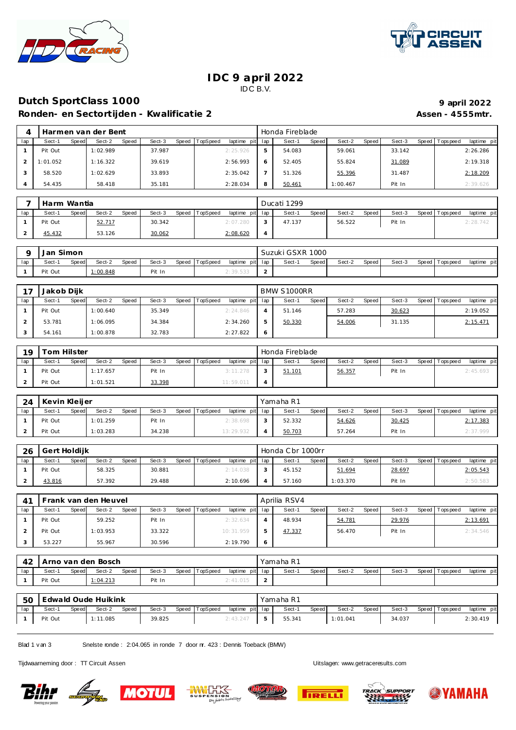# IDC 9 april 2022

IDC B.V.

## Dutch SportClass 1000

**9 april 2022**

### Ronden- en Sectortijden - Kwalificatie 2

**Assen - 4555mtr.**

| 4 | Harmen van der Bent | | | | | | | Honda Fireblade | | | | | | | |
|---|---|---|---|---|---|---|---|---|---|---|---|---|---|---|---|
| lap | Sect-1 | Speed | Sect-2 | Speed | Sect-3 | Speed | TopSpeed | laptime pit | lap | Sect-1 | Speed | Sect-2 | Speed | Sect-3 | Speed | Topspeed | laptime pit |
| 1 | Pit Out | | 1:02.989 | | 37.987 | | | 2:25.926 | 5 | 54.083 | | 59.061 | | 33.142 | | | 2:26.286 |
| 2 | 1:01.052 | | 1:16.322 | | 39.619 | | | 2:56.993 | 6 | 52.405 | | 55.824 | | 31.089 | | | 2:19.318 |
| 3 | 58.520 | | 1:02.629 | | 33.893 | | | 2:35.042 | 7 | 51.326 | | 55.396 | | 31.487 | | | 2:18.209 |
| 4 | 54.435 | | 58.418 | | 35.181 | | | 2:28.034 | 8 | 50.461 | | 1:00.467 | | Pit In | | | 2:39.626 |

| 7 | Harm Wantia | | | | | | | | Ducati 1299 | | | | | | | | |
|---|---|---|---|---|---|---|---|---|---|---|---|---|---|---|---|---|---|
| lap | Sect-1 | Speed | Sect-2 | Speed | Sect-3 | Speed | TopSpeed | laptime pit | lap | Sect-1 | Speed | Sect-2 | Speed | Sect-3 | Speed | Topspeed | laptime pit |
| 1 | Pit Out | | 52.717 | | 30.342 | | | 2:07.280 | 3 | 47.137 | | 56.522 | | Pit In | | | 2:28.742 |
| 2 | 45.432 | | 53.126 | | 30.062 | | | 2:08.620 | 4 | | | | | | | | |

| 9 | Jan Simon | | | | | | | | Suzuki GSXR 1000 | | | | | | | | |
|---|---|---|---|---|---|---|---|---|---|---|---|---|---|---|---|---|---|
| lap | Sect-1 | Speed | Sect-2 | Speed | Sect-3 | Speed | TopSpeed | laptime pit | lap | Sect-1 | Speed | Sect-2 | Speed | Sect-3 | Speed | Topspeed | laptime pit |
| 1 | Pit Out | | 1:00.848 | | Pit In | | | 2:39.533 | 2 | | | | | | | | |

| 17 | Jakob Dijk | | | | | | | | BMW S1000RR | | | | | | | | |
|---|---|---|---|---|---|---|---|---|---|---|---|---|---|---|---|---|---|
| lap | Sect-1 | Speed | Sect-2 | Speed | Sect-3 | Speed | TopSpeed | laptime pit | lap | Sect-1 | Speed | Sect-2 | Speed | Sect-3 | Speed | Topspeed | laptime pit |
| 1 | Pit Out | | 1:00.640 | | 35.349 | | | 2:24.846 | 4 | 51.146 | | 57.283 | | 30.623 | | | 2:19.052 |
| 2 | 53.781 | | 1:06.095 | | 34.384 | | | 2:34.260 | 5 | 50.330 | | 54.006 | | 31.135 | | | 2:15.471 |
| 3 | 54.161 | | 1:00.878 | | 32.783 | | | 2:27.822 | 6 | | | | | | | | |

| 19 | Tom Hilster | | | | | | | | Honda Fireblade | | | | | | | | |
|---|---|---|---|---|---|---|---|---|---|---|---|---|---|---|---|---|---|
| lap | Sect-1 | Speed | Sect-2 | Speed | Sect-3 | Speed | TopSpeed | laptime pit | lap | Sect-1 | Speed | Sect-2 | Speed | Sect-3 | Speed | Topspeed | laptime pit |
| 1 | Pit Out | | 1:17.657 | | Pit In | | | 3:11.278 | 3 | 51.101 | | 56.357 | | Pit In | | | 2:45.693 |
| 2 | Pit Out | | 1:01.521 | | 33.398 | | | 11:59.011 | 4 | | | | | | | | |

| 24 | Kevin Kleijer | | | | | | | | Yamaha R1 | | | | | | | | |
|---|---|---|---|---|---|---|---|---|---|---|---|---|---|---|---|---|---|
| lap | Sect-1 | Speed | Sect-2 | Speed | Sect-3 | Speed | TopSpeed | laptime pit | lap | Sect-1 | Speed | Sect-2 | Speed | Sect-3 | Speed | Topspeed | laptime pit |
| 1 | Pit Out | | 1:01.259 | | Pit In | | | 2:38.698 | 3 | 52.332 | | 54.626 | | 30.425 | | | 2:17.383 |
| 2 | Pit Out | | 1:03.283 | | 34.238 | | | 13:29.932 | 4 | 50.703 | | 57.264 | | Pit In | | | 2:37.999 |

| 26 | Gert Holdijk | | | | | | | | Honda Cbr 1000rr | | | | | | | | |
|---|---|---|---|---|---|---|---|---|---|---|---|---|---|---|---|---|---|
| lap | Sect-1 | Speed | Sect-2 | Speed | Sect-3 | Speed | TopSpeed | laptime pit | lap | Sect-1 | Speed | Sect-2 | Speed | Sect-3 | Speed | Topspeed | laptime pit |
| 1 | Pit Out | | 58.325 | | 30.881 | | | 2:14.038 | 3 | 45.152 | | 51.694 | | 28.697 | | | 2:05.543 |
| 2 | 43.816 | | 57.392 | | 29.488 | | | 2:10.696 | 4 | 57.160 | | 1:03.370 | | Pit In | | | 2:50.583 |

| 41 | Frank van den Heuvel | | | | | | | | Aprilia RSV4 | | | | | | | | |
|---|---|---|---|---|---|---|---|---|---|---|---|---|---|---|---|---|---|
| lap | Sect-1 | Speed | Sect-2 | Speed | Sect-3 | Speed | TopSpeed | laptime pit | lap | Sect-1 | Speed | Sect-2 | Speed | Sect-3 | Speed | Topspeed | laptime pit |
| 1 | Pit Out | | 59.252 | | Pit In | | | 2:32.634 | 4 | 48.934 | | 54.781 | | 29.976 | | | 2:13.691 |
| 2 | Pit Out | | 1:03.953 | | 33.322 | | | 10:31.959 | 5 | 47.337 | | 56.470 | | Pit In | | | 2:34.546 |
| 3 | 53.227 | | 55.967 | | 30.596 | | | 2:19.790 | 6 | | | | | | | | |

| 42 | Arno van den Bosch | | | | | | | | Yamaha R1 | | | | | | | | |
|---|---|---|---|---|---|---|---|---|---|---|---|---|---|---|---|---|---|
| lap | Sect-1 | Speed | Sect-2 | Speed | Sect-3 | Speed | TopSpeed | laptime pit | lap | Sect-1 | Speed | Sect-2 | Speed | Sect-3 | Speed | Topspeed | laptime pit |
| 1 | Pit Out | | 1:04.213 | | Pit In | | | 2:41.015 | 2 | | | | | | | | |

| 50 | Edwald Oude Huikink | | | | | | | | Yamaha R1 | | | | | | | | |
|---|---|---|---|---|---|---|---|---|---|---|---|---|---|---|---|---|---|
| lap | Sect-1 | Speed | Sect-2 | Speed | Sect-3 | Speed | TopSpeed | laptime pit | lap | Sect-1 | Speed | Sect-2 | Speed | Sect-3 | Speed | Topspeed | laptime pit |
| 1 | Pit Out | | 1:11.085 | | 39.825 | | | 2:43.247 | 5 | 55.341 | | 1:01.041 | | 34.037 | | | 2:30.419 |

Snelste ronde : 2:04.065 in ronde 7 door nr. 423 : Dennis Toeback (BMW)

Tijdwaarneming door : TT Circuit Assen

Uitslagen: www.getraceresults.com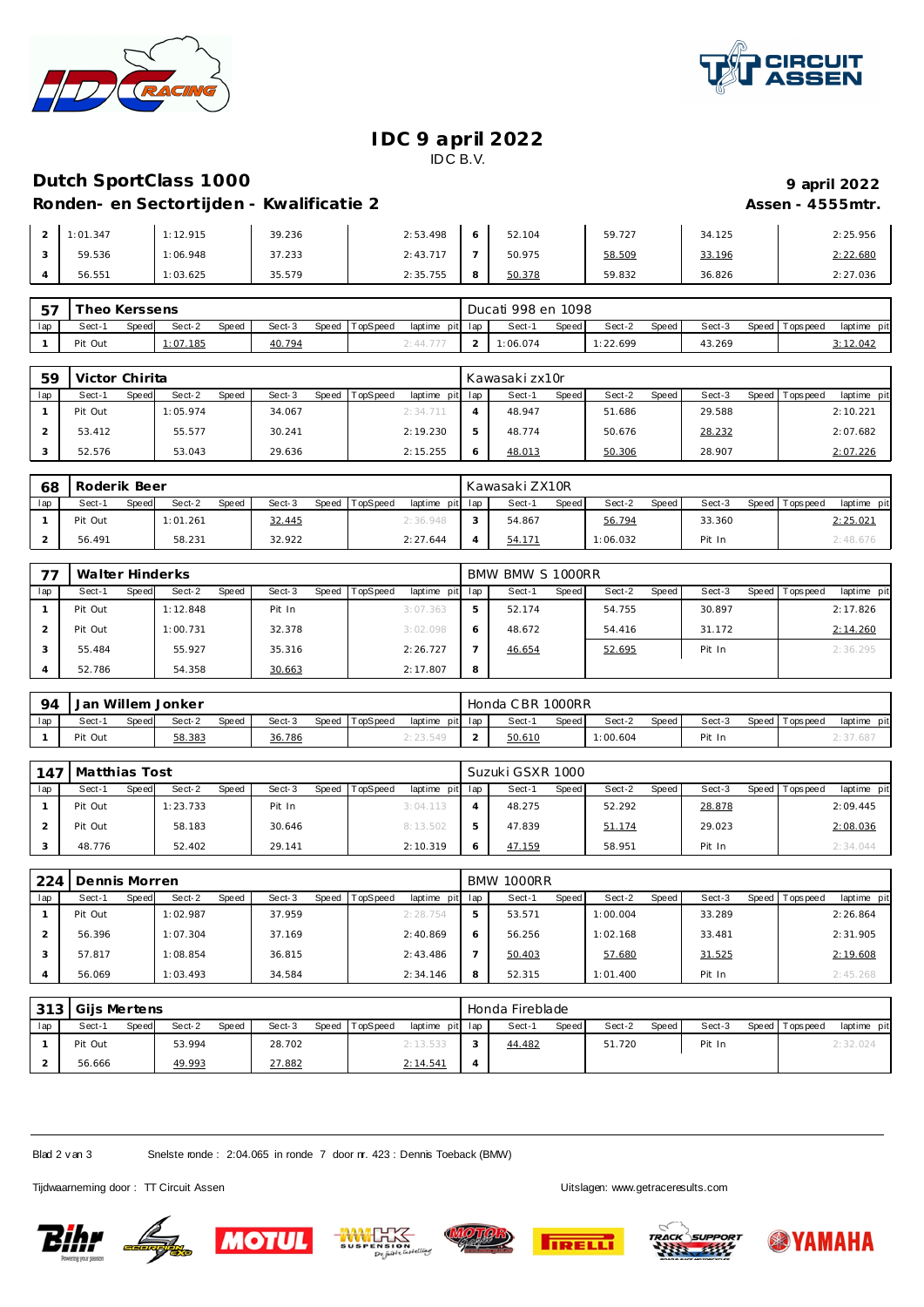# IDC 9 april 2022

IDC B.V.

## Dutch SportClass 1000

**9 april 2022**

### Ronden- en Sectortijden - Kwalificatie 2

**Assen - 4555mtr.**

| lap | Sect-1 | Speed | Sect-2 | Speed | Sect-3 | Speed | TopSpeed | laptime pit | lap | Sect-1 | Speed | Sect-2 | Speed | Sect-3 | Speed | Topspeed | laptime pit |
|---|---|---|---|---|---|---|---|---|---|---|---|---|---|---|---|---|---|
| 2 | 1:01.347 | | 1:12.915 | | 39.236 | | | 2:53.498 | 6 | 52.104 | | 59.727 | | 34.125 | | | 2:25.956 |
| 3 | 59.536 | | 1:06.948 | | 37.233 | | | 2:43.717 | 7 | 50.975 | | 58.509 | | 33.196 | | | 2:22.680 |
| 4 | 56.551 | | 1:03.625 | | 35.579 | | | 2:35.755 | 8 | 50.378 | | 59.832 | | 36.826 | | | 2:27.036 |

**57 Theo Kerssens** — Ducati 998 en 1098

| lap | Sect-1 | Speed | Sect-2 | Speed | Sect-3 | Speed | TopSpeed | laptime pit | lap | Sect-1 | Speed | Sect-2 | Speed | Sect-3 | Speed | Topspeed | laptime pit |
|---|---|---|---|---|---|---|---|---|---|---|---|---|---|---|---|---|---|
| 1 | Pit Out | | 1:07.185 | | 40.794 | | | 2:44.777 | 2 | 1:06.074 | | 1:22.699 | | 43.269 | | | 3:12.042 |

**59 Victor Chirita** — Kawasaki zx10r

| lap | Sect-1 | Speed | Sect-2 | Speed | Sect-3 | Speed | TopSpeed | laptime pit | lap | Sect-1 | Speed | Sect-2 | Speed | Sect-3 | Speed | Topspeed | laptime pit |
|---|---|---|---|---|---|---|---|---|---|---|---|---|---|---|---|---|---|
| 1 | Pit Out | | 1:05.974 | | 34.067 | | | 2:34.711 | 4 | 48.947 | | 51.686 | | 29.588 | | | 2:10.221 |
| 2 | 53.412 | | 55.577 | | 30.241 | | | 2:19.230 | 5 | 48.774 | | 50.676 | | 28.232 | | | 2:07.682 |
| 3 | 52.576 | | 53.043 | | 29.636 | | | 2:15.255 | 6 | 48.013 | | 50.306 | | 28.907 | | | 2:07.226 |

**68 Roderik Beer** — Kawasaki ZX10R

| lap | Sect-1 | Speed | Sect-2 | Speed | Sect-3 | Speed | TopSpeed | laptime pit | lap | Sect-1 | Speed | Sect-2 | Speed | Sect-3 | Speed | Topspeed | laptime pit |
|---|---|---|---|---|---|---|---|---|---|---|---|---|---|---|---|---|---|
| 1 | Pit Out | | 1:01.261 | | 32.445 | | | 2:36.948 | 3 | 54.867 | | 56.794 | | 33.360 | | | 2:25.021 |
| 2 | 56.491 | | 58.231 | | 32.922 | | | 2:27.644 | 4 | 54.171 | | 1:06.032 | | Pit In | | | 2:48.676 |

**77 Walter Hinderks** — BMW BMW S 1000RR

| lap | Sect-1 | Speed | Sect-2 | Speed | Sect-3 | Speed | TopSpeed | laptime pit | lap | Sect-1 | Speed | Sect-2 | Speed | Sect-3 | Speed | Topspeed | laptime pit |
|---|---|---|---|---|---|---|---|---|---|---|---|---|---|---|---|---|---|
| 1 | Pit Out | | 1:12.848 | | Pit In | | | 3:07.363 | 5 | 52.174 | | 54.755 | | 30.897 | | | 2:17.826 |
| 2 | Pit Out | | 1:00.731 | | 32.378 | | | 3:02.098 | 6 | 48.672 | | 54.416 | | 31.172 | | | 2:14.260 |
| 3 | 55.484 | | 55.927 | | 35.316 | | | 2:26.727 | 7 | 46.654 | | 52.695 | | Pit In | | | 2:36.295 |
| 4 | 52.786 | | 54.358 | | 30.663 | | | 2:17.807 | 8 | | | | | | | | |

**94 Jan Willem Jonker** — Honda CBR 1000RR

| lap | Sect-1 | Speed | Sect-2 | Speed | Sect-3 | Speed | TopSpeed | laptime pit | lap | Sect-1 | Speed | Sect-2 | Speed | Sect-3 | Speed | Topspeed | laptime pit |
|---|---|---|---|---|---|---|---|---|---|---|---|---|---|---|---|---|---|
| 1 | Pit Out | | 58.383 | | 36.786 | | | 2:23.549 | 2 | 50.610 | | 1:00.604 | | Pit In | | | 2:37.687 |

**147 Matthias Tost** — Suzuki GSXR 1000

| lap | Sect-1 | Speed | Sect-2 | Speed | Sect-3 | Speed | TopSpeed | laptime pit | lap | Sect-1 | Speed | Sect-2 | Speed | Sect-3 | Speed | Topspeed | laptime pit |
|---|---|---|---|---|---|---|---|---|---|---|---|---|---|---|---|---|---|
| 1 | Pit Out | | 1:23.733 | | Pit In | | | 3:04.113 | 4 | 48.275 | | 52.292 | | 28.878 | | | 2:09.445 |
| 2 | Pit Out | | 58.183 | | 30.646 | | | 8:13.502 | 5 | 47.839 | | 51.174 | | 29.023 | | | 2:08.036 |
| 3 | 48.776 | | 52.402 | | 29.141 | | | 2:10.319 | 6 | 47.159 | | 58.951 | | Pit In | | | 2:34.044 |

**224 Dennis Morren** — BMW 1000RR

| lap | Sect-1 | Speed | Sect-2 | Speed | Sect-3 | Speed | TopSpeed | laptime pit | lap | Sect-1 | Speed | Sect-2 | Speed | Sect-3 | Speed | Topspeed | laptime pit |
|---|---|---|---|---|---|---|---|---|---|---|---|---|---|---|---|---|---|
| 1 | Pit Out | | 1:02.987 | | 37.959 | | | 2:28.754 | 5 | 53.571 | | 1:00.004 | | 33.289 | | | 2:26.864 |
| 2 | 56.396 | | 1:07.304 | | 37.169 | | | 2:40.869 | 6 | 56.256 | | 1:02.168 | | 33.481 | | | 2:31.905 |
| 3 | 57.817 | | 1:08.854 | | 36.815 | | | 2:43.486 | 7 | 50.403 | | 57.680 | | 31.525 | | | 2:19.608 |
| 4 | 56.069 | | 1:03.493 | | 34.584 | | | 2:34.146 | 8 | 52.315 | | 1:01.400 | | Pit In | | | 2:45.268 |

**313 Gijs Mertens** — Honda Fireblade

| lap | Sect-1 | Speed | Sect-2 | Speed | Sect-3 | Speed | TopSpeed | laptime pit | lap | Sect-1 | Speed | Sect-2 | Speed | Sect-3 | Speed | Topspeed | laptime pit |
|---|---|---|---|---|---|---|---|---|---|---|---|---|---|---|---|---|---|
| 1 | Pit Out | | 53.994 | | 28.702 | | | 2:13.533 | 3 | 44.482 | | 51.720 | | Pit In | | | 2:32.024 |
| 2 | 56.666 | | 49.993 | | 27.882 | | | 2:14.541 | 4 | | | | | | | | |

Snelste ronde : 2:04.065 in ronde 7 door nr. 423 : Dennis Toeback (BMW)

Tijdwaarneming door : TT Circuit Assen

Uitslagen: www.getraceresults.com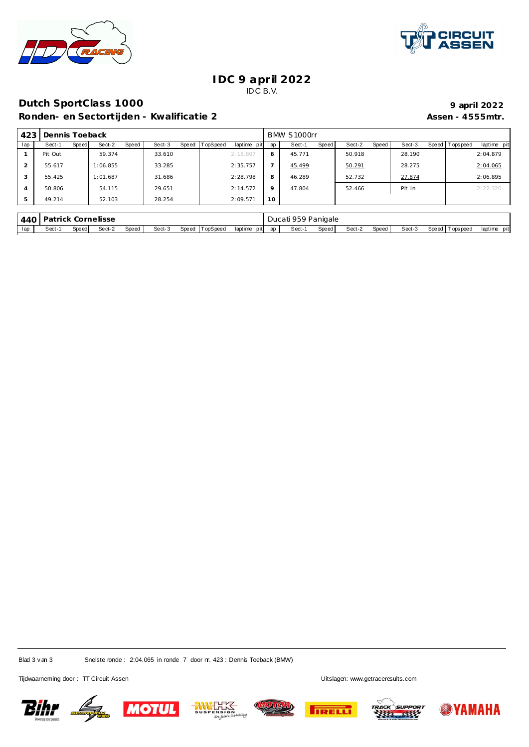# IDC 9 april 2022

IDC B.V.

## Dutch SportClass 1000

**Ronden- en Sectortijden - Kwalificatie 2**

**9 april 2022**

**Assen - 4555mtr.**

| 423 | Dennis Toeback | | | | | | | | BMW S1000rr | | | | | | | | |
|---|---|---|---|---|---|---|---|---|---|---|---|---|---|---|---|---|---|
| lap | Sect-1 | Speed | Sect-2 | Speed | Sect-3 | Speed | TopSpeed | laptime pit | lap | Sect-1 | Speed | Sect-2 | Speed | Sect-3 | Speed | Topspeed | laptime pit |
| 1 | Pit Out | | 59.374 | | 33.610 | | | 2:18.807 | 6 | 45.771 | | 50.918 | | 28.190 | | | 2:04.879 |
| 2 | 55.617 | | 1:06.855 | | 33.285 | | | 2:35.757 | 7 | 45.499 | | 50.291 | | 28.275 | | | 2:04.065 |
| 3 | 55.425 | | 1:01.687 | | 31.686 | | | 2:28.798 | 8 | 46.289 | | 52.732 | | 27.874 | | | 2:06.895 |
| 4 | 50.806 | | 54.115 | | 29.651 | | | 2:14.572 | 9 | 47.804 | | 52.466 | | Pit In | | | 2:22.320 |
| 5 | 49.214 | | 52.103 | | 28.254 | | | 2:09.571 | 10 | | | | | | | | |

| 440 | Patrick Cornelisse | | | | | | | | Ducati 959 Panigale | | | | | | | | |
|---|---|---|---|---|---|---|---|---|---|---|---|---|---|---|---|---|---|
| lap | Sect-1 | Speed | Sect-2 | Speed | Sect-3 | Speed | TopSpeed | laptime pit | lap | Sect-1 | Speed | Sect-2 | Speed | Sect-3 | Speed | Topspeed | laptime pit |

Snelste ronde : 2:04.065 in ronde 7 door nr. 423 : Dennis Toeback (BMW)

Tijdwaarneming door : TT Circuit Assen

Uitslagen: www.getraceresults.com